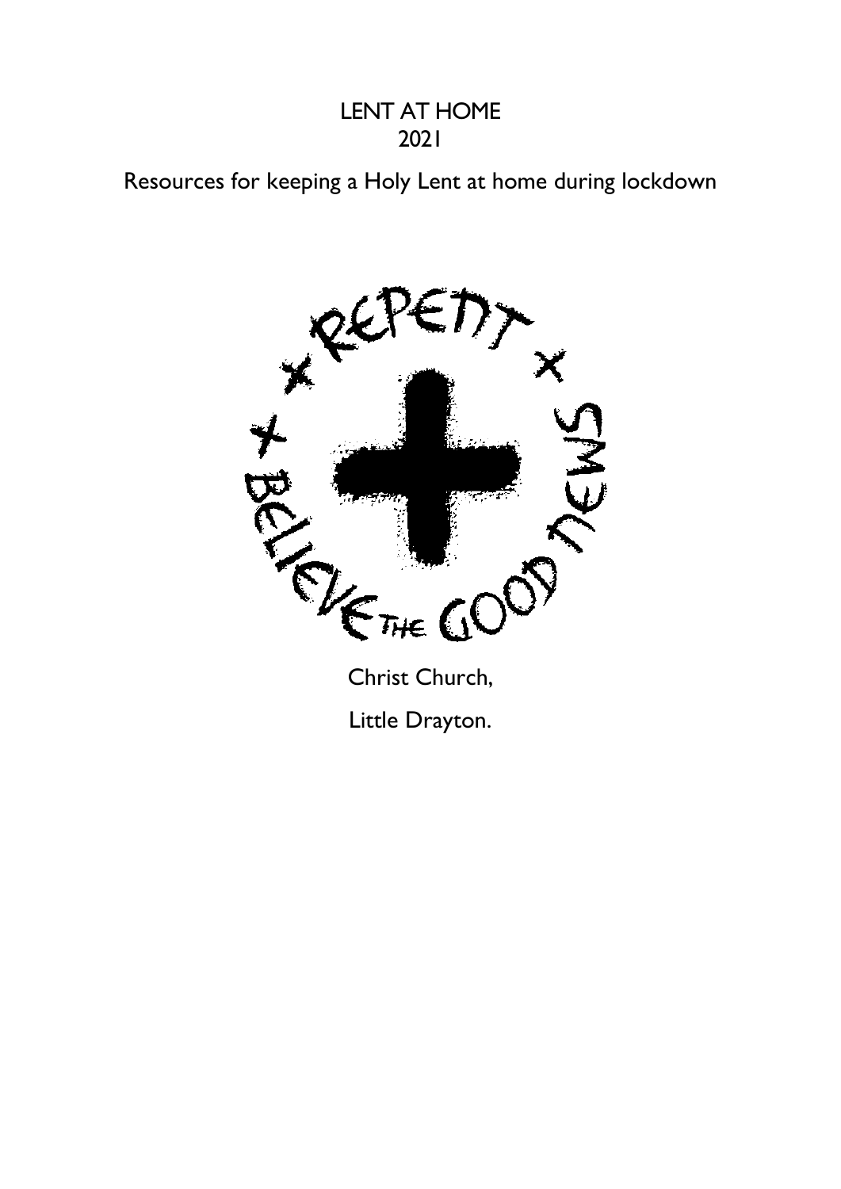# LENT AT HOME
# 2021

Resources for keeping a Holy Lent at home during lockdown

Christ Church,

Little Drayton.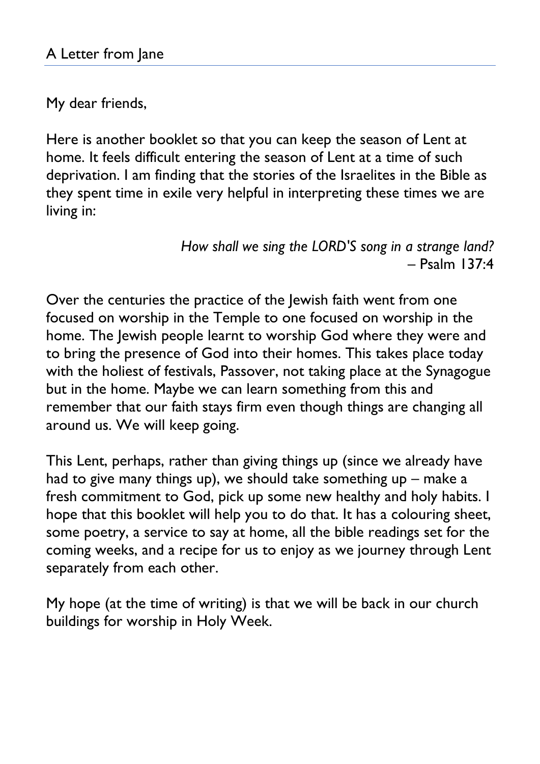## A Letter from Jane

My dear friends,

Here is another booklet so that you can keep the season of Lent at home. It feels difficult entering the season of Lent at a time of such deprivation. I am finding that the stories of the Israelites in the Bible as they spent time in exile very helpful in interpreting these times we are living in:

*How shall we sing the LORD'S song in a strange land?*
– Psalm 137:4

Over the centuries the practice of the Jewish faith went from one focused on worship in the Temple to one focused on worship in the home. The Jewish people learnt to worship God where they were and to bring the presence of God into their homes. This takes place today with the holiest of festivals, Passover, not taking place at the Synagogue but in the home. Maybe we can learn something from this and remember that our faith stays firm even though things are changing all around us. We will keep going.

This Lent, perhaps, rather than giving things up (since we already have had to give many things up), we should take something up – make a fresh commitment to God, pick up some new healthy and holy habits. I hope that this booklet will help you to do that. It has a colouring sheet, some poetry, a service to say at home, all the bible readings set for the coming weeks, and a recipe for us to enjoy as we journey through Lent separately from each other.

My hope (at the time of writing) is that we will be back in our church buildings for worship in Holy Week.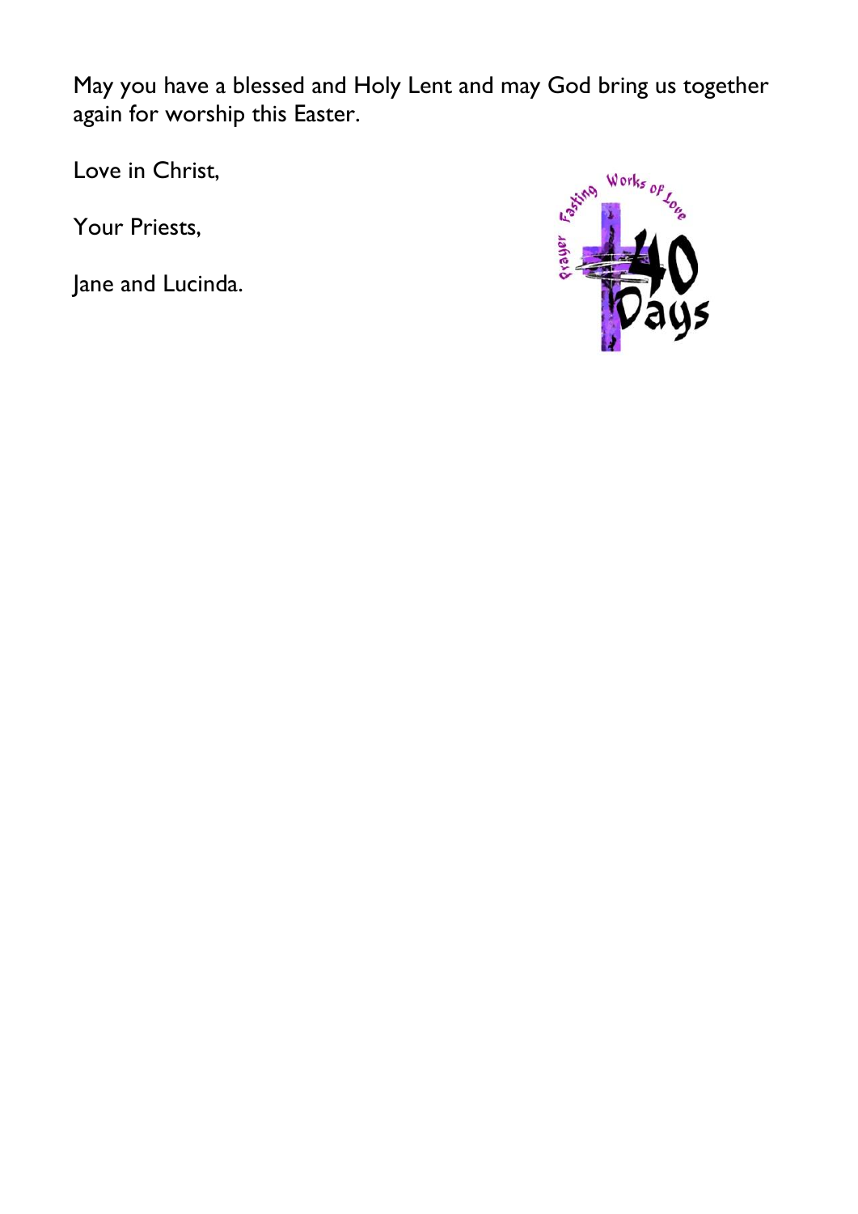May you have a blessed and Holy Lent and may God bring us together again for worship this Easter.

Love in Christ,

Your Priests,

Jane and Lucinda.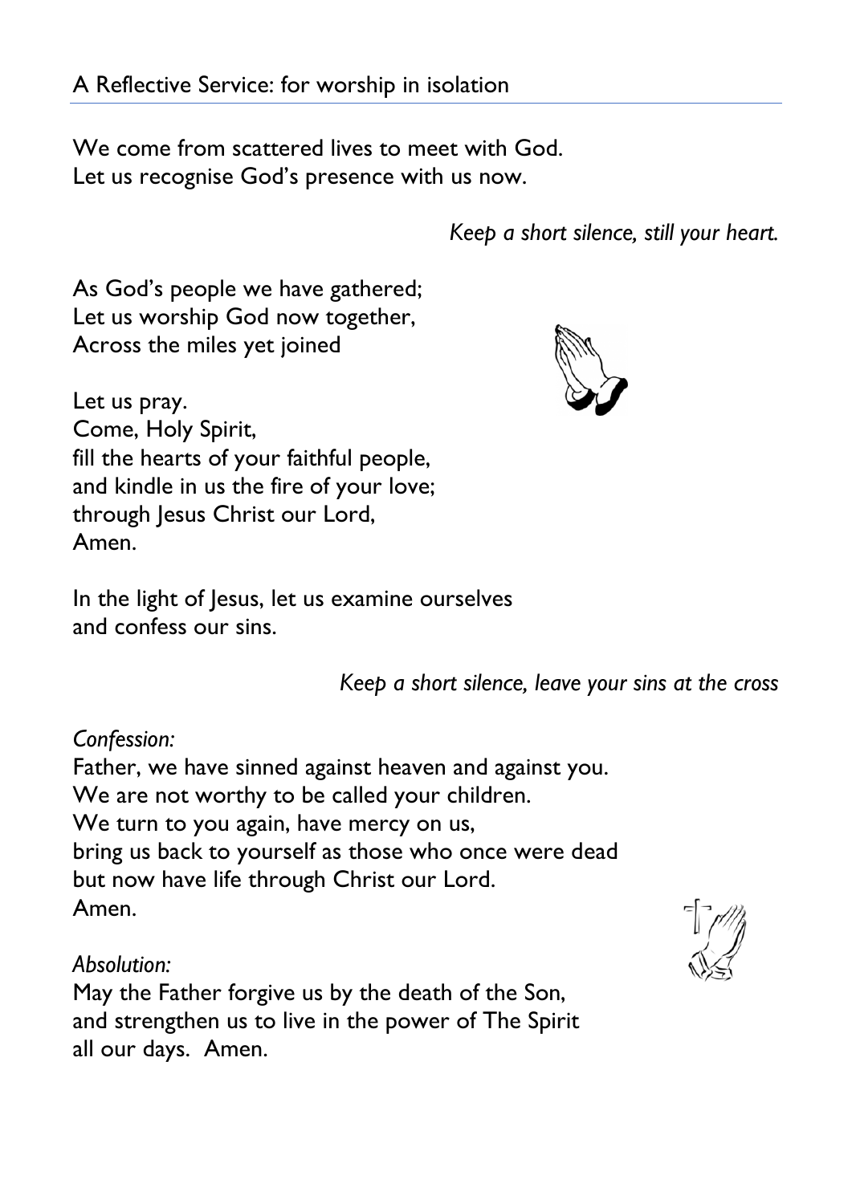## A Reflective Service: for worship in isolation

We come from scattered lives to meet with God.
Let us recognise God's presence with us now.

*Keep a short silence, still your heart.*

As God's people we have gathered;
Let us worship God now together,
Across the miles yet joined

Let us pray.
Come, Holy Spirit,
fill the hearts of your faithful people,
and kindle in us the fire of your love;
through Jesus Christ our Lord,
Amen.

In the light of Jesus, let us examine ourselves
and confess our sins.

*Keep a short silence, leave your sins at the cross*

*Confession:*
Father, we have sinned against heaven and against you.
We are not worthy to be called your children.
We turn to you again, have mercy on us,
bring us back to yourself as those who once were dead
but now have life through Christ our Lord.
Amen.

*Absolution:*
May the Father forgive us by the death of the Son,
and strengthen us to live in the power of The Spirit
all our days. Amen.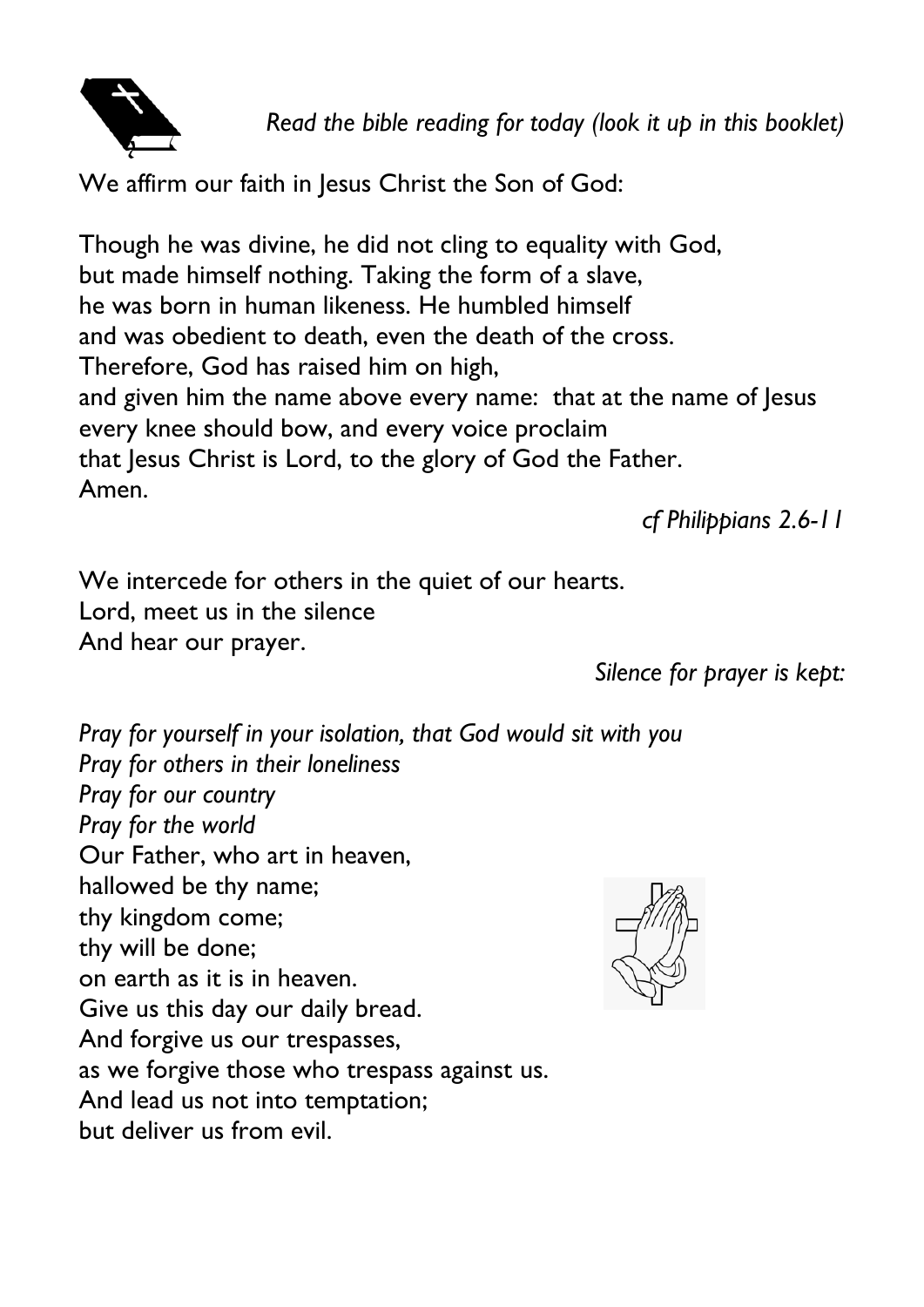*Read the bible reading for today (look it up in this booklet)*

We affirm our faith in Jesus Christ the Son of God:

Though he was divine, he did not cling to equality with God,
but made himself nothing. Taking the form of a slave,
he was born in human likeness. He humbled himself
and was obedient to death, even the death of the cross.
Therefore, God has raised him on high,
and given him the name above every name: that at the name of Jesus
every knee should bow, and every voice proclaim
that Jesus Christ is Lord, to the glory of God the Father.
Amen.

*cf Philippians 2.6-11*

We intercede for others in the quiet of our hearts.
Lord, meet us in the silence
And hear our prayer.

*Silence for prayer is kept:*

*Pray for yourself in your isolation, that God would sit with you*
*Pray for others in their loneliness*
*Pray for our country*
*Pray for the world*

Our Father, who art in heaven,
hallowed be thy name;
thy kingdom come;
thy will be done;
on earth as it is in heaven.
Give us this day our daily bread.
And forgive us our trespasses,
as we forgive those who trespass against us.
And lead us not into temptation;
but deliver us from evil.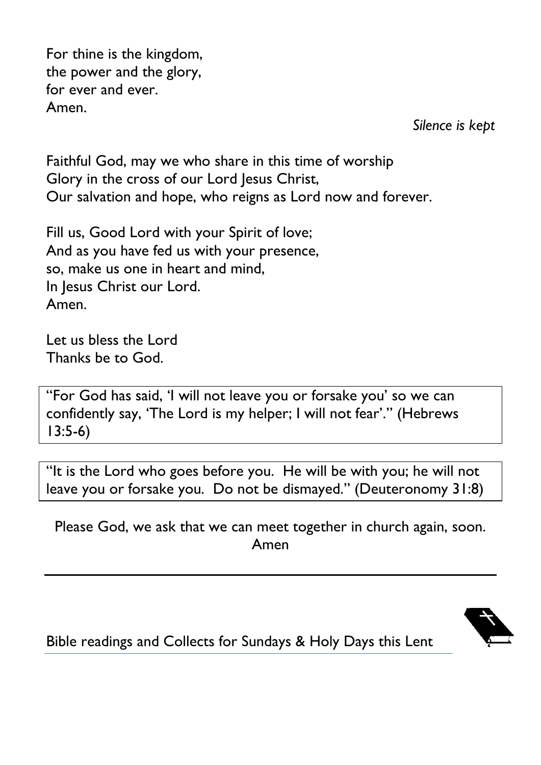For thine is the kingdom,
the power and the glory,
for ever and ever.
Amen.

*Silence is kept*

Faithful God, may we who share in this time of worship
Glory in the cross of our Lord Jesus Christ,
Our salvation and hope, who reigns as Lord now and forever.

Fill us, Good Lord with your Spirit of love;
And as you have fed us with your presence,
so, make us one in heart and mind,
In Jesus Christ our Lord.
Amen.

Let us bless the Lord
Thanks be to God.

"For God has said, 'I will not leave you or forsake you' so we can confidently say, 'The Lord is my helper; I will not fear'." (Hebrews 13:5-6)

"It is the Lord who goes before you. He will be with you; he will not leave you or forsake you. Do not be dismayed." (Deuteronomy 31:8)

Please God, we ask that we can meet together in church again, soon.
Amen

---

Bible readings and Collects for Sundays & Holy Days this Lent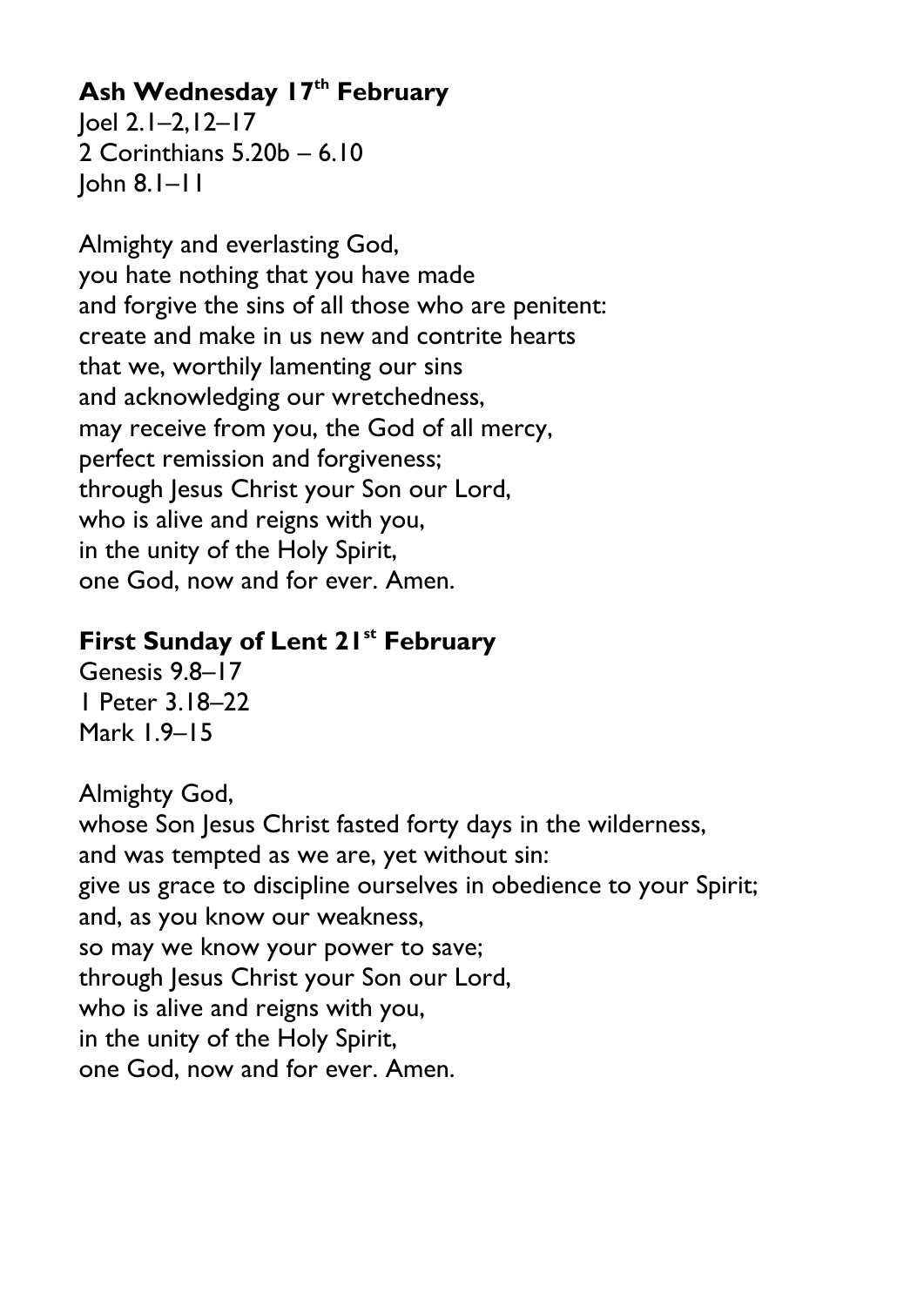**Ash Wednesday 17th February**
Joel 2.1–2,12–17
2 Corinthians 5.20b – 6.10
John 8.1–11

Almighty and everlasting God,
you hate nothing that you have made
and forgive the sins of all those who are penitent:
create and make in us new and contrite hearts
that we, worthily lamenting our sins
and acknowledging our wretchedness,
may receive from you, the God of all mercy,
perfect remission and forgiveness;
through Jesus Christ your Son our Lord,
who is alive and reigns with you,
in the unity of the Holy Spirit,
one God, now and for ever. Amen.

**First Sunday of Lent 21st February**
Genesis 9.8–17
1 Peter 3.18–22
Mark 1.9–15

Almighty God,
whose Son Jesus Christ fasted forty days in the wilderness,
and was tempted as we are, yet without sin:
give us grace to discipline ourselves in obedience to your Spirit;
and, as you know our weakness,
so may we know your power to save;
through Jesus Christ your Son our Lord,
who is alive and reigns with you,
in the unity of the Holy Spirit,
one God, now and for ever. Amen.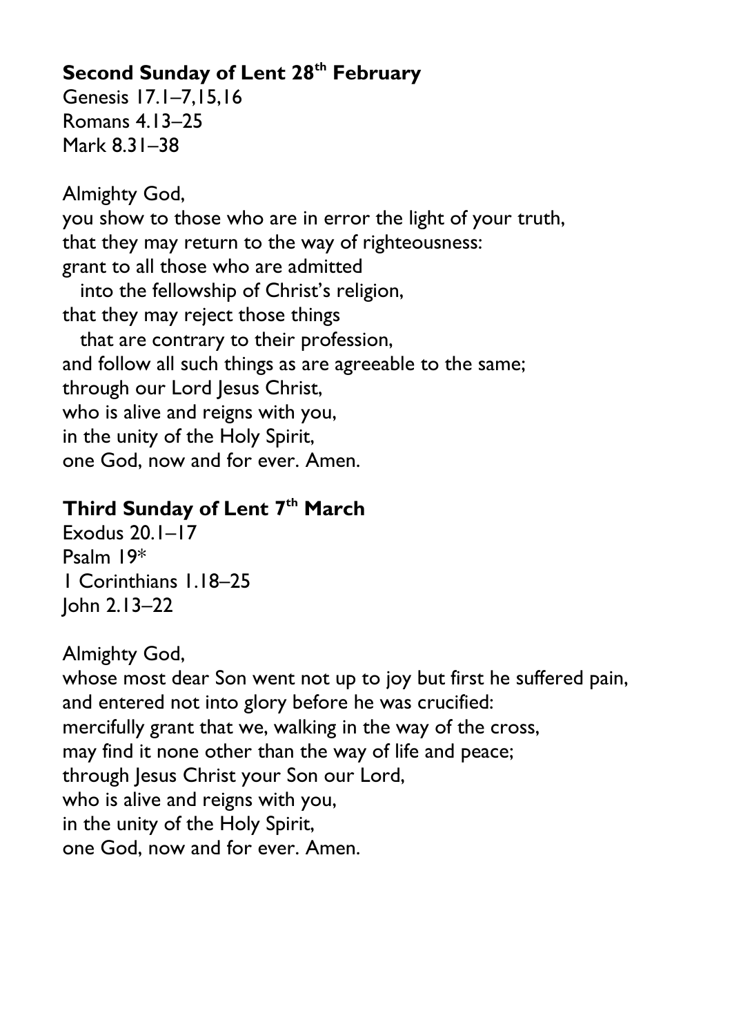**Second Sunday of Lent 28th February**

Genesis 17.1–7,15,16
Romans 4.13–25
Mark 8.31–38

Almighty God,
you show to those who are in error the light of your truth,
that they may return to the way of righteousness:
grant to all those who are admitted
   into the fellowship of Christ's religion,
that they may reject those things
   that are contrary to their profession,
and follow all such things as are agreeable to the same;
through our Lord Jesus Christ,
who is alive and reigns with you,
in the unity of the Holy Spirit,
one God, now and for ever. Amen.

**Third Sunday of Lent 7th March**

Exodus 20.1–17
Psalm 19*
1 Corinthians 1.18–25
John 2.13–22

Almighty God,
whose most dear Son went not up to joy but first he suffered pain,
and entered not into glory before he was crucified:
mercifully grant that we, walking in the way of the cross,
may find it none other than the way of life and peace;
through Jesus Christ your Son our Lord,
who is alive and reigns with you,
in the unity of the Holy Spirit,
one God, now and for ever. Amen.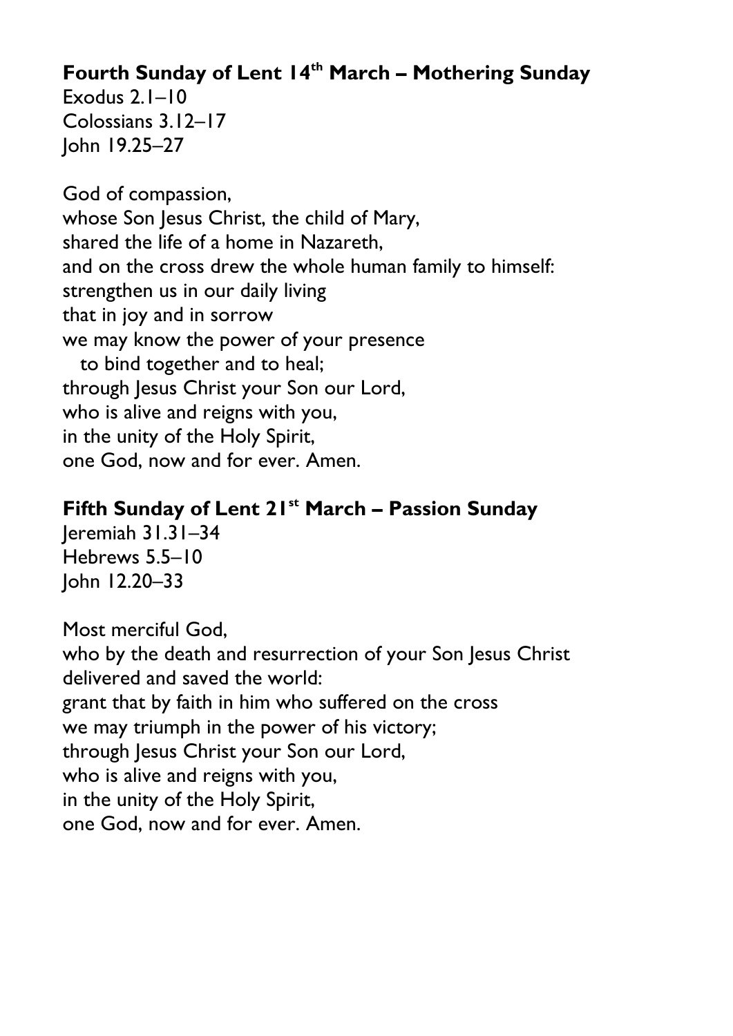**Fourth Sunday of Lent 14th March – Mothering Sunday**
Exodus 2.1–10
Colossians 3.12–17
John 19.25–27

God of compassion,
whose Son Jesus Christ, the child of Mary,
shared the life of a home in Nazareth,
and on the cross drew the whole human family to himself:
strengthen us in our daily living
that in joy and in sorrow
we may know the power of your presence
to bind together and to heal;
through Jesus Christ your Son our Lord,
who is alive and reigns with you,
in the unity of the Holy Spirit,
one God, now and for ever. Amen.

**Fifth Sunday of Lent 21st March – Passion Sunday**
Jeremiah 31.31–34
Hebrews 5.5–10
John 12.20–33

Most merciful God,
who by the death and resurrection of your Son Jesus Christ
delivered and saved the world:
grant that by faith in him who suffered on the cross
we may triumph in the power of his victory;
through Jesus Christ your Son our Lord,
who is alive and reigns with you,
in the unity of the Holy Spirit,
one God, now and for ever. Amen.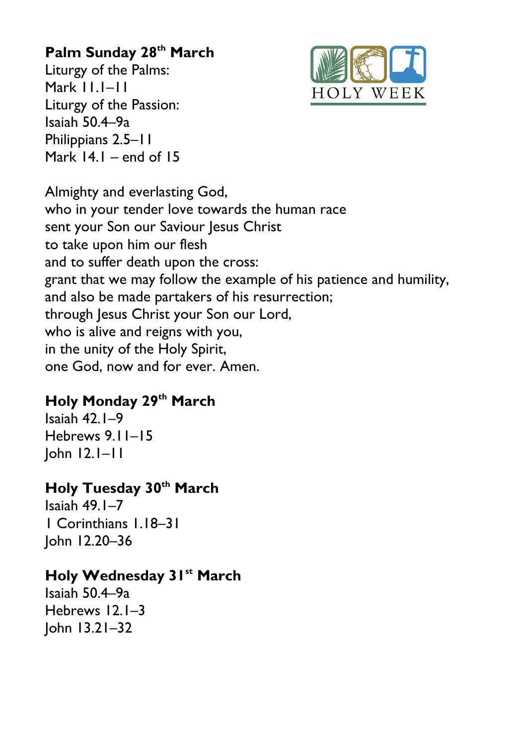**Palm Sunday 28th March**

Liturgy of the Palms:
Mark 11.1–11
Liturgy of the Passion:
Isaiah 50.4–9a
Philippians 2.5–11
Mark 14.1 – end of 15

HOLY WEEK

Almighty and everlasting God,
who in your tender love towards the human race
sent your Son our Saviour Jesus Christ
to take upon him our flesh
and to suffer death upon the cross:
grant that we may follow the example of his patience and humility,
and also be made partakers of his resurrection;
through Jesus Christ your Son our Lord,
who is alive and reigns with you,
in the unity of the Holy Spirit,
one God, now and for ever. Amen.

**Holy Monday 29th March**

Isaiah 42.1–9
Hebrews 9.11–15
John 12.1–11

**Holy Tuesday 30th March**

Isaiah 49.1–7
1 Corinthians 1.18–31
John 12.20–36

**Holy Wednesday 31st March**

Isaiah 50.4–9a
Hebrews 12.1–3
John 13.21–32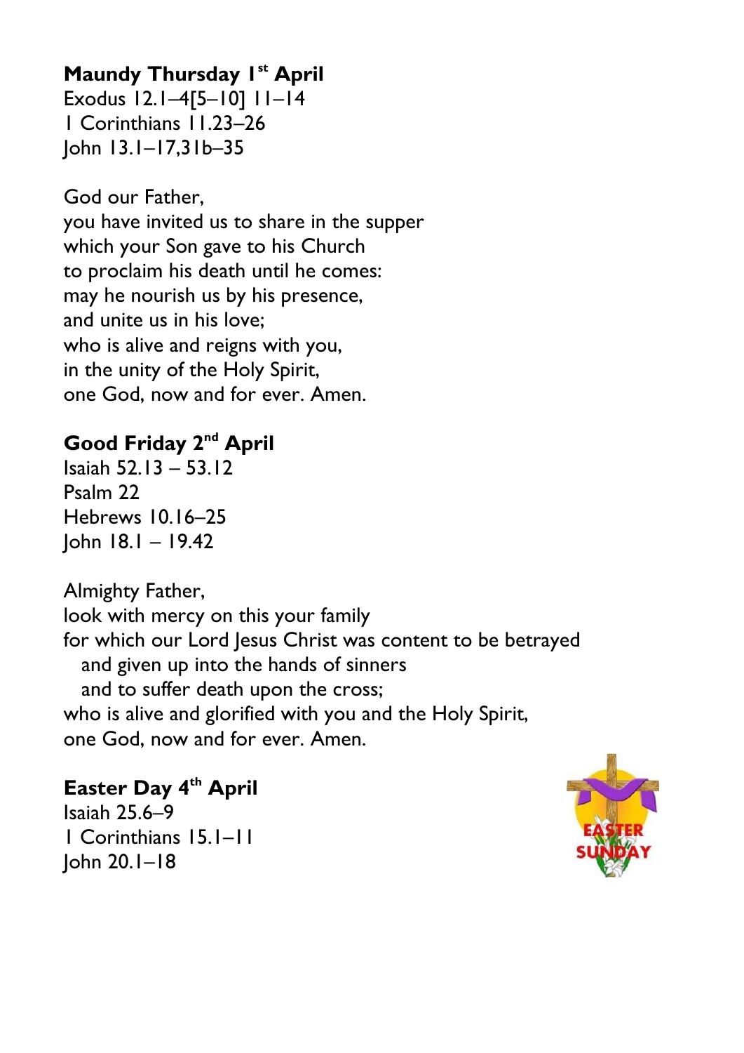**Maundy Thursday 1st April**

Exodus 12.1–4[5–10] 11–14
1 Corinthians 11.23–26
John 13.1–17,31b–35

God our Father,
you have invited us to share in the supper
which your Son gave to his Church
to proclaim his death until he comes:
may he nourish us by his presence,
and unite us in his love;
who is alive and reigns with you,
in the unity of the Holy Spirit,
one God, now and for ever. Amen.

**Good Friday 2nd April**

Isaiah 52.13 – 53.12
Psalm 22
Hebrews 10.16–25
John 18.1 – 19.42

Almighty Father,
look with mercy on this your family
for which our Lord Jesus Christ was content to be betrayed
and given up into the hands of sinners
and to suffer death upon the cross;
who is alive and glorified with you and the Holy Spirit,
one God, now and for ever. Amen.

**Easter Day 4th April**

Isaiah 25.6–9
1 Corinthians 15.1–11
John 20.1–18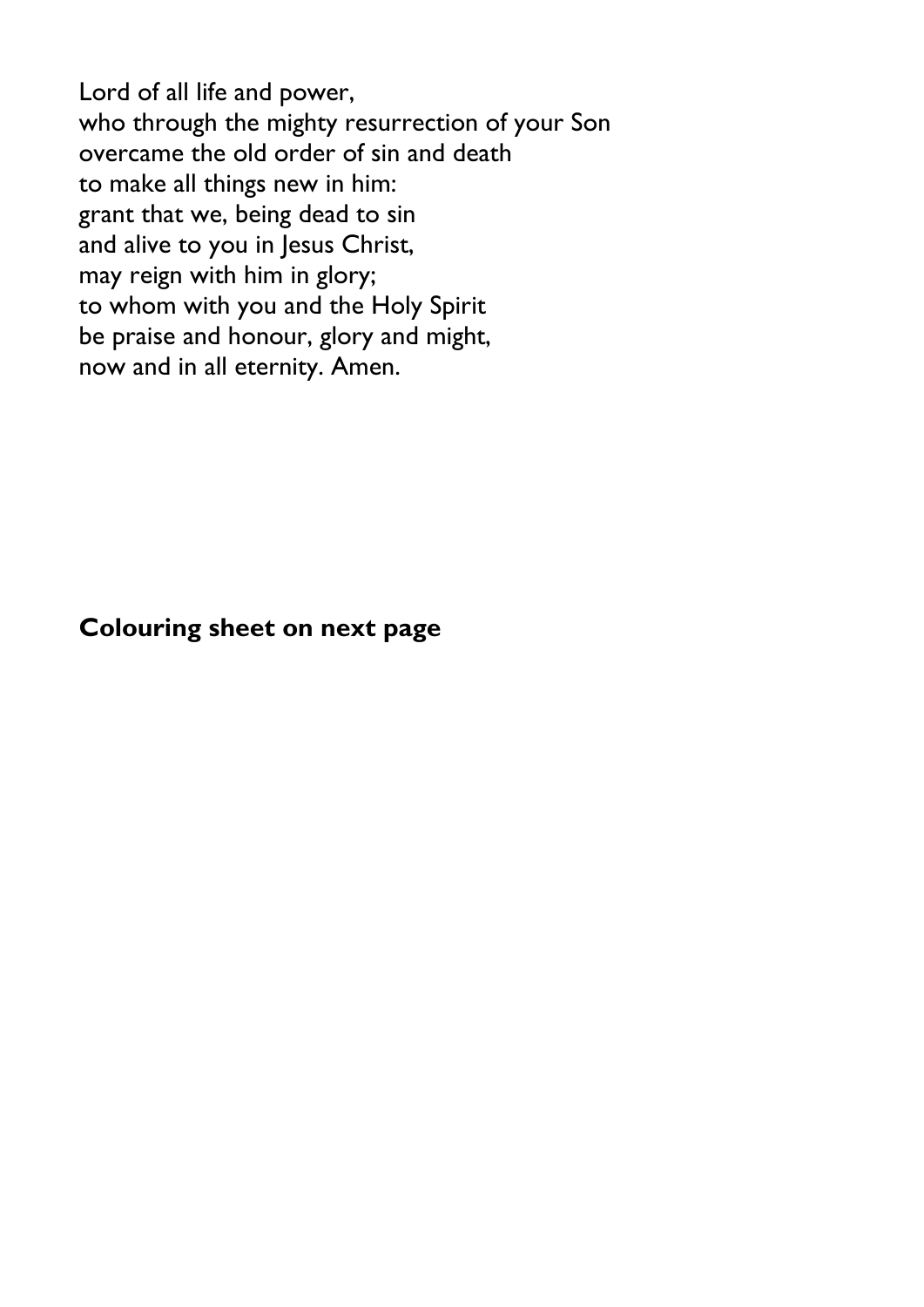Lord of all life and power,
who through the mighty resurrection of your Son
overcame the old order of sin and death
to make all things new in him:
grant that we, being dead to sin
and alive to you in Jesus Christ,
may reign with him in glory;
to whom with you and the Holy Spirit
be praise and honour, glory and might,
now and in all eternity. Amen.

**Colouring sheet on next page**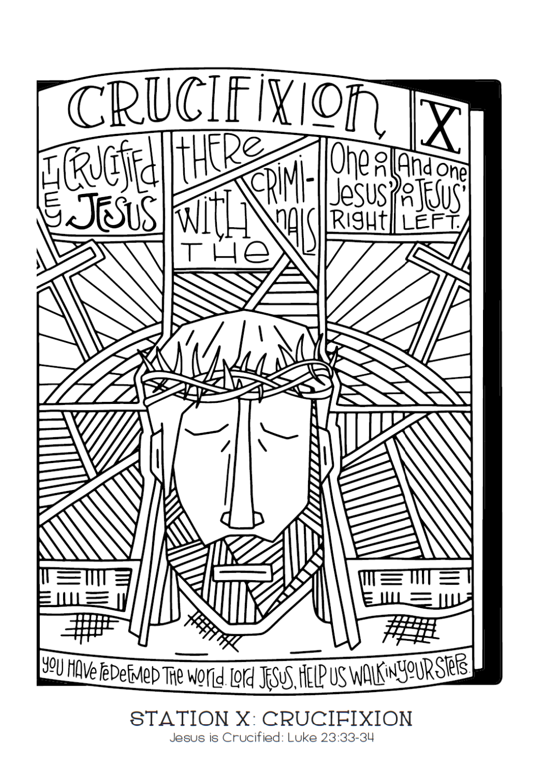# CRUCIFIXION X

They crucified Jesus there with the criminals. One on Jesus' right and one on Jesus' left.

You have redeemed the world. Lord Jesus, help us walk in your steps.

## STATION X: CRUCIFIXION

Jesus is Crucified: Luke 23:33-34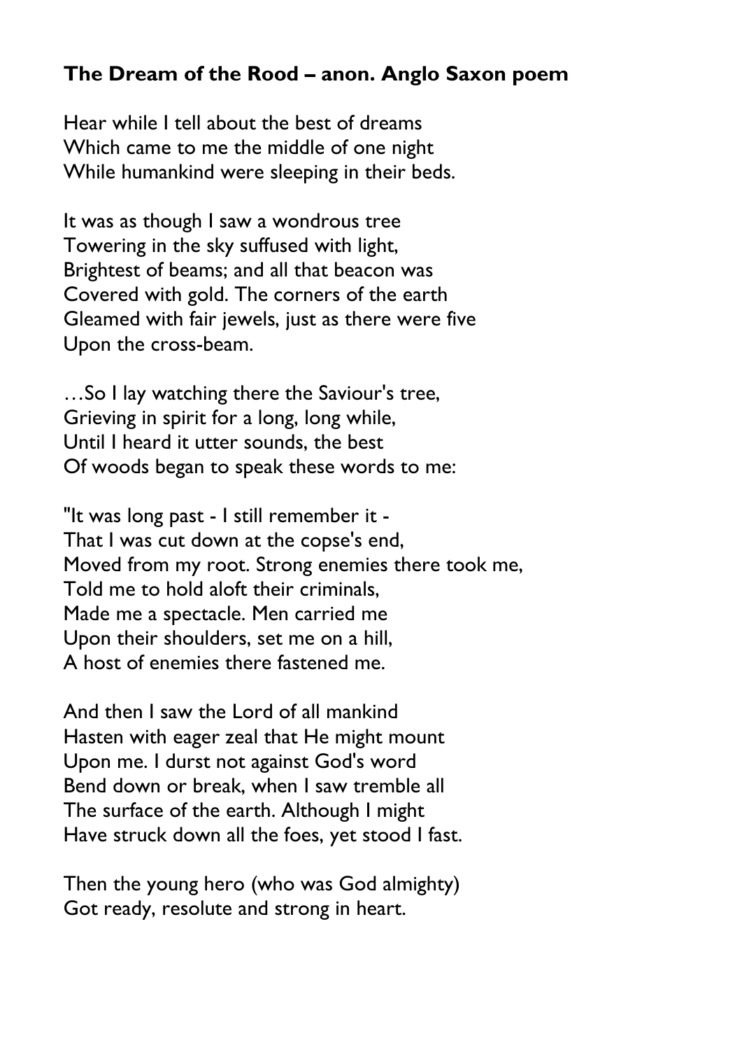**The Dream of the Rood – anon. Anglo Saxon poem**

Hear while I tell about the best of dreams
Which came to me the middle of one night
While humankind were sleeping in their beds.

It was as though I saw a wondrous tree
Towering in the sky suffused with light,
Brightest of beams; and all that beacon was
Covered with gold. The corners of the earth
Gleamed with fair jewels, just as there were five
Upon the cross-beam.

…So I lay watching there the Saviour's tree,
Grieving in spirit for a long, long while,
Until I heard it utter sounds, the best
Of woods began to speak these words to me:

"It was long past - I still remember it -
That I was cut down at the copse's end,
Moved from my root. Strong enemies there took me,
Told me to hold aloft their criminals,
Made me a spectacle. Men carried me
Upon their shoulders, set me on a hill,
A host of enemies there fastened me.

And then I saw the Lord of all mankind
Hasten with eager zeal that He might mount
Upon me. I durst not against God's word
Bend down or break, when I saw tremble all
The surface of the earth. Although I might
Have struck down all the foes, yet stood I fast.

Then the young hero (who was God almighty)
Got ready, resolute and strong in heart.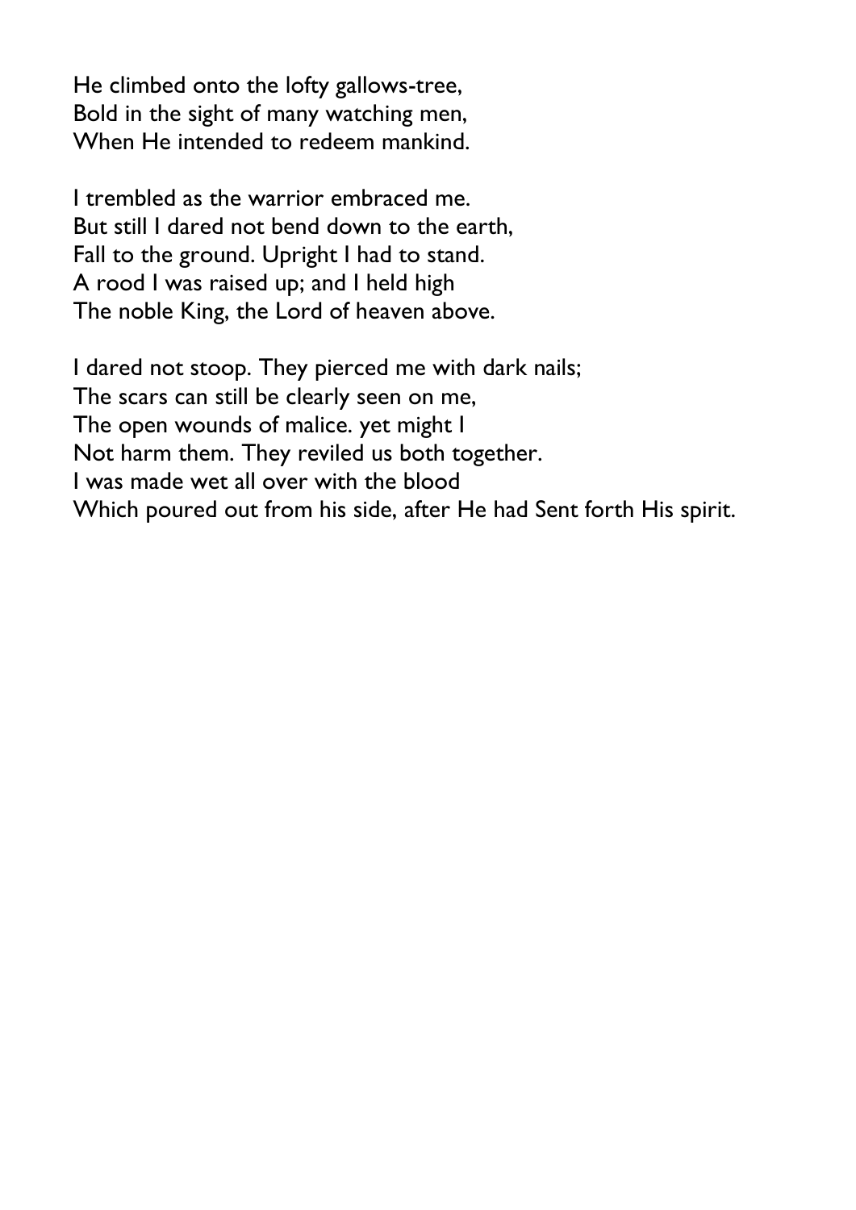He climbed onto the lofty gallows-tree,
Bold in the sight of many watching men,
When He intended to redeem mankind.

I trembled as the warrior embraced me.
But still I dared not bend down to the earth,
Fall to the ground. Upright I had to stand.
A rood I was raised up; and I held high
The noble King, the Lord of heaven above.

I dared not stoop. They pierced me with dark nails;
The scars can still be clearly seen on me,
The open wounds of malice. yet might I
Not harm them. They reviled us both together.
I was made wet all over with the blood
Which poured out from his side, after He had Sent forth His spirit.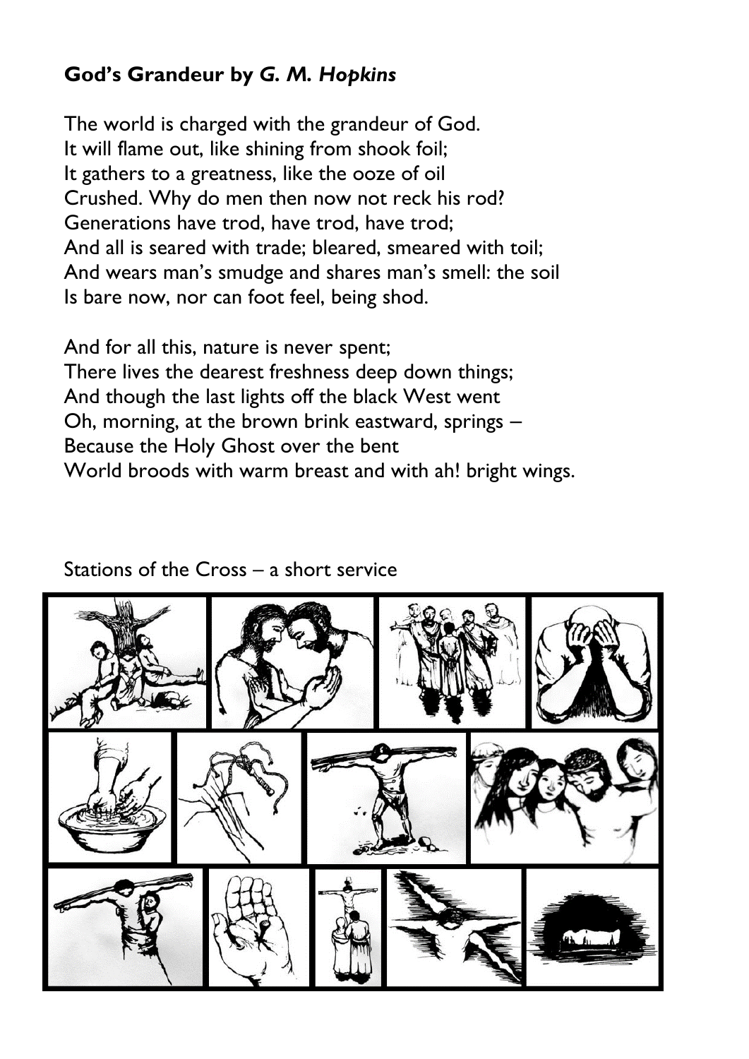**God's Grandeur by *G. M. Hopkins***

The world is charged with the grandeur of God.  
It will flame out, like shining from shook foil;  
It gathers to a greatness, like the ooze of oil  
Crushed. Why do men then now not reck his rod?  
Generations have trod, have trod, have trod;  
And all is seared with trade; bleared, smeared with toil;  
And wears man's smudge and shares man's smell: the soil  
Is bare now, nor can foot feel, being shod.

And for all this, nature is never spent;  
There lives the dearest freshness deep down things;  
And though the last lights off the black West went  
Oh, morning, at the brown brink eastward, springs –  
Because the Holy Ghost over the bent  
World broods with warm breast and with ah! bright wings.

Stations of the Cross – a short service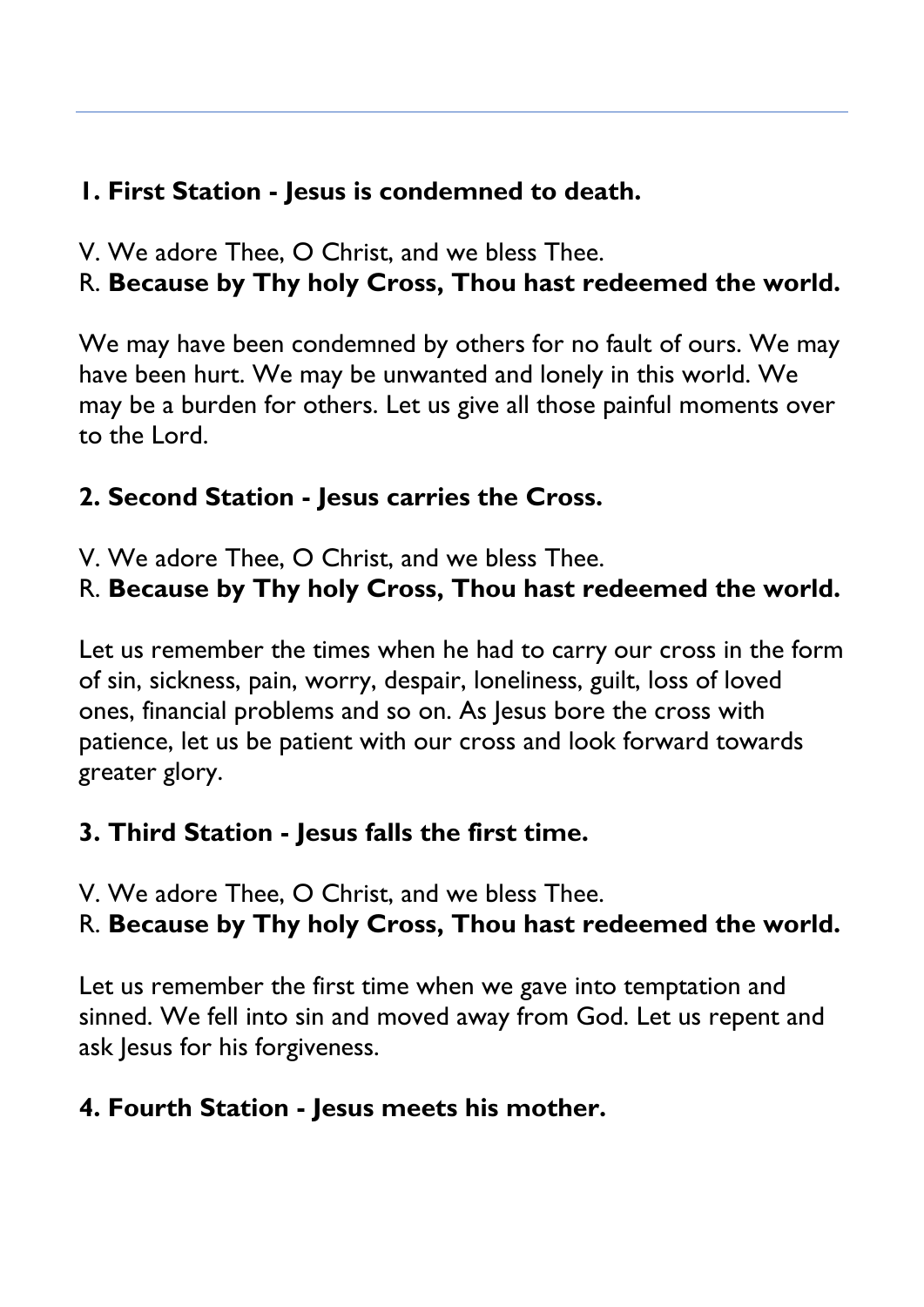**1. First Station - Jesus is condemned to death.**

V. We adore Thee, O Christ, and we bless Thee.
R. **Because by Thy holy Cross, Thou hast redeemed the world.**

We may have been condemned by others for no fault of ours. We may have been hurt. We may be unwanted and lonely in this world. We may be a burden for others. Let us give all those painful moments over to the Lord.

**2. Second Station - Jesus carries the Cross.**

V. We adore Thee, O Christ, and we bless Thee.
R. **Because by Thy holy Cross, Thou hast redeemed the world.**

Let us remember the times when he had to carry our cross in the form of sin, sickness, pain, worry, despair, loneliness, guilt, loss of loved ones, financial problems and so on. As Jesus bore the cross with patience, let us be patient with our cross and look forward towards greater glory.

**3. Third Station - Jesus falls the first time.**

V. We adore Thee, O Christ, and we bless Thee.
R. **Because by Thy holy Cross, Thou hast redeemed the world.**

Let us remember the first time when we gave into temptation and sinned. We fell into sin and moved away from God. Let us repent and ask Jesus for his forgiveness.

**4. Fourth Station - Jesus meets his mother.**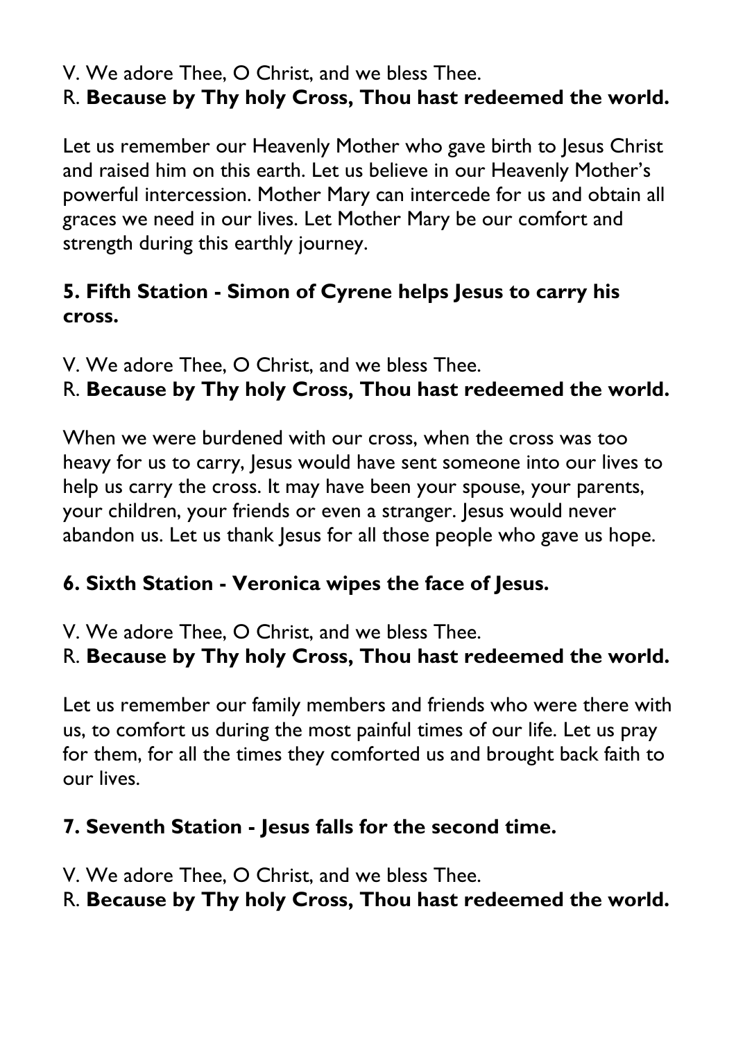V. We adore Thee, O Christ, and we bless Thee.
R. **Because by Thy holy Cross, Thou hast redeemed the world.**

Let us remember our Heavenly Mother who gave birth to Jesus Christ and raised him on this earth. Let us believe in our Heavenly Mother's powerful intercession. Mother Mary can intercede for us and obtain all graces we need in our lives. Let Mother Mary be our comfort and strength during this earthly journey.

### 5. Fifth Station - Simon of Cyrene helps Jesus to carry his cross.

V. We adore Thee, O Christ, and we bless Thee.
R. **Because by Thy holy Cross, Thou hast redeemed the world.**

When we were burdened with our cross, when the cross was too heavy for us to carry, Jesus would have sent someone into our lives to help us carry the cross. It may have been your spouse, your parents, your children, your friends or even a stranger. Jesus would never abandon us. Let us thank Jesus for all those people who gave us hope.

### 6. Sixth Station - Veronica wipes the face of Jesus.

V. We adore Thee, O Christ, and we bless Thee.
R. **Because by Thy holy Cross, Thou hast redeemed the world.**

Let us remember our family members and friends who were there with us, to comfort us during the most painful times of our life. Let us pray for them, for all the times they comforted us and brought back faith to our lives.

### 7. Seventh Station - Jesus falls for the second time.

V. We adore Thee, O Christ, and we bless Thee.
R. **Because by Thy holy Cross, Thou hast redeemed the world.**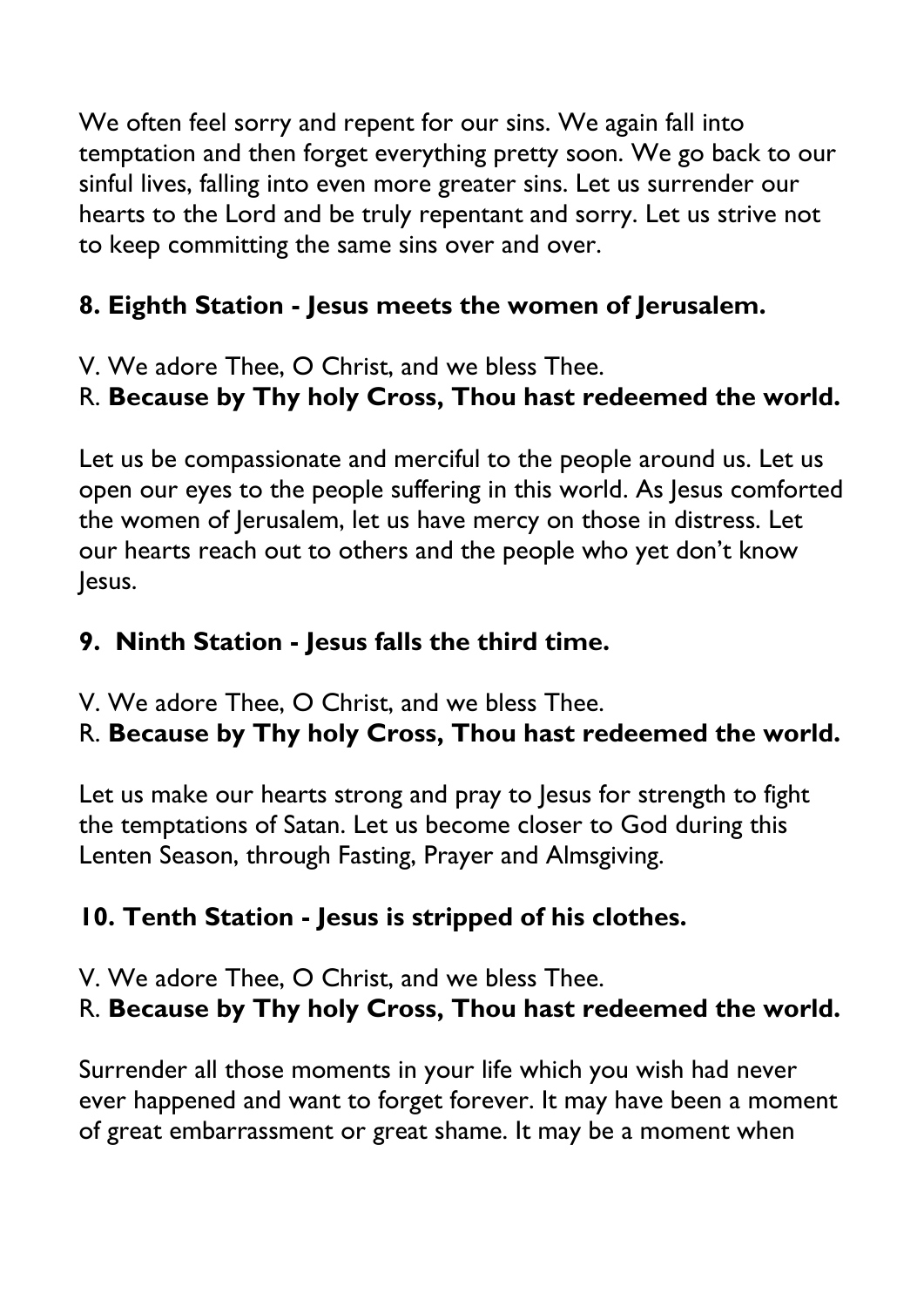We often feel sorry and repent for our sins. We again fall into temptation and then forget everything pretty soon. We go back to our sinful lives, falling into even more greater sins. Let us surrender our hearts to the Lord and be truly repentant and sorry. Let us strive not to keep committing the same sins over and over.

### 8. Eighth Station - Jesus meets the women of Jerusalem.

V. We adore Thee, O Christ, and we bless Thee.
R. **Because by Thy holy Cross, Thou hast redeemed the world.**

Let us be compassionate and merciful to the people around us. Let us open our eyes to the people suffering in this world. As Jesus comforted the women of Jerusalem, let us have mercy on those in distress. Let our hearts reach out to others and the people who yet don't know Jesus.

### 9. Ninth Station - Jesus falls the third time.

V. We adore Thee, O Christ, and we bless Thee.
R. **Because by Thy holy Cross, Thou hast redeemed the world.**

Let us make our hearts strong and pray to Jesus for strength to fight the temptations of Satan. Let us become closer to God during this Lenten Season, through Fasting, Prayer and Almsgiving.

### 10. Tenth Station - Jesus is stripped of his clothes.

V. We adore Thee, O Christ, and we bless Thee.
R. **Because by Thy holy Cross, Thou hast redeemed the world.**

Surrender all those moments in your life which you wish had never ever happened and want to forget forever. It may have been a moment of great embarrassment or great shame. It may be a moment when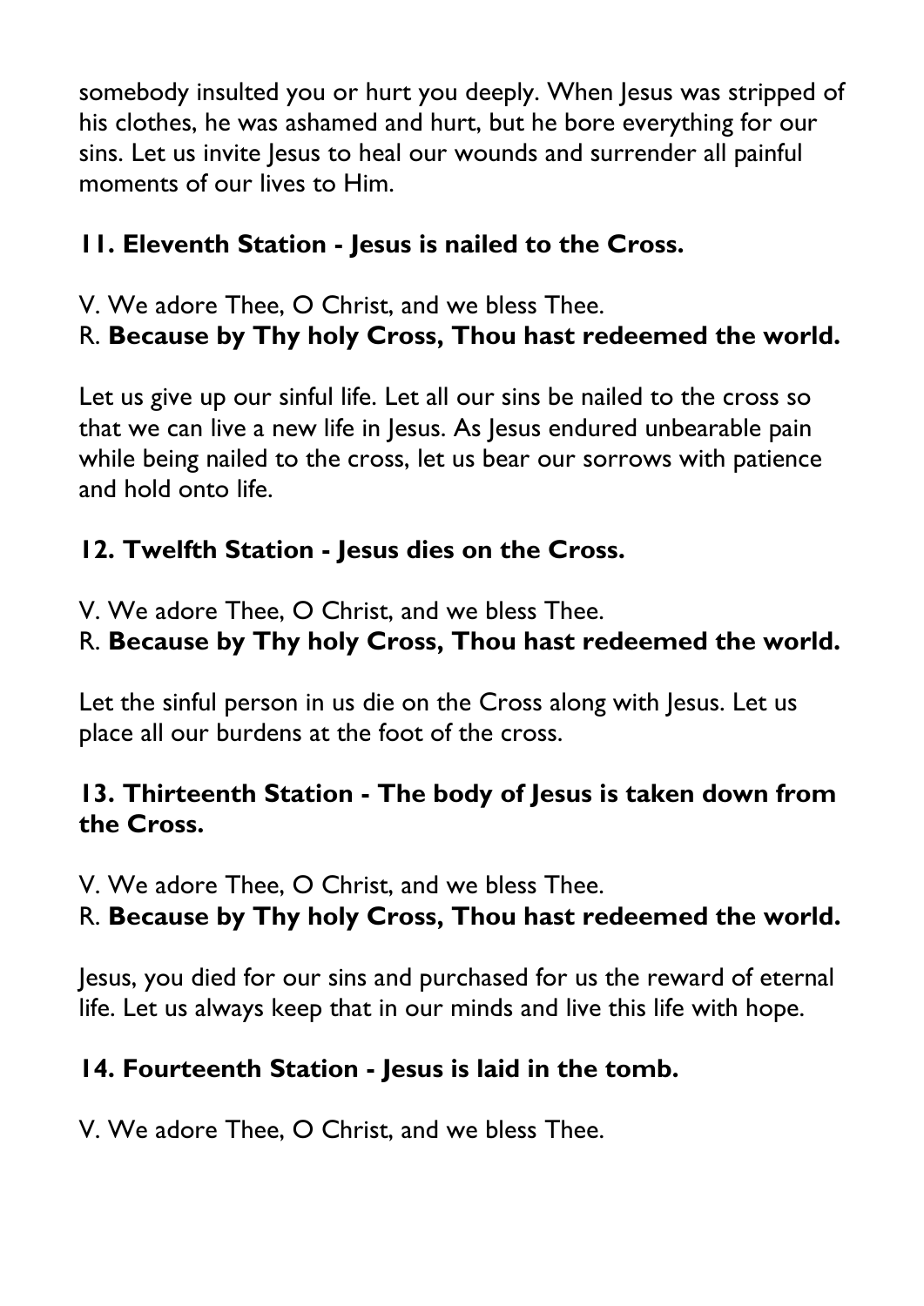somebody insulted you or hurt you deeply. When Jesus was stripped of his clothes, he was ashamed and hurt, but he bore everything for our sins. Let us invite Jesus to heal our wounds and surrender all painful moments of our lives to Him.

### 11. Eleventh Station - Jesus is nailed to the Cross.

V. We adore Thee, O Christ, and we bless Thee.
R. **Because by Thy holy Cross, Thou hast redeemed the world.**

Let us give up our sinful life. Let all our sins be nailed to the cross so that we can live a new life in Jesus. As Jesus endured unbearable pain while being nailed to the cross, let us bear our sorrows with patience and hold onto life.

### 12. Twelfth Station - Jesus dies on the Cross.

V. We adore Thee, O Christ, and we bless Thee.
R. **Because by Thy holy Cross, Thou hast redeemed the world.**

Let the sinful person in us die on the Cross along with Jesus. Let us place all our burdens at the foot of the cross.

### 13. Thirteenth Station - The body of Jesus is taken down from the Cross.

V. We adore Thee, O Christ, and we bless Thee.
R. **Because by Thy holy Cross, Thou hast redeemed the world.**

Jesus, you died for our sins and purchased for us the reward of eternal life. Let us always keep that in our minds and live this life with hope.

### 14. Fourteenth Station - Jesus is laid in the tomb.

V. We adore Thee, O Christ, and we bless Thee.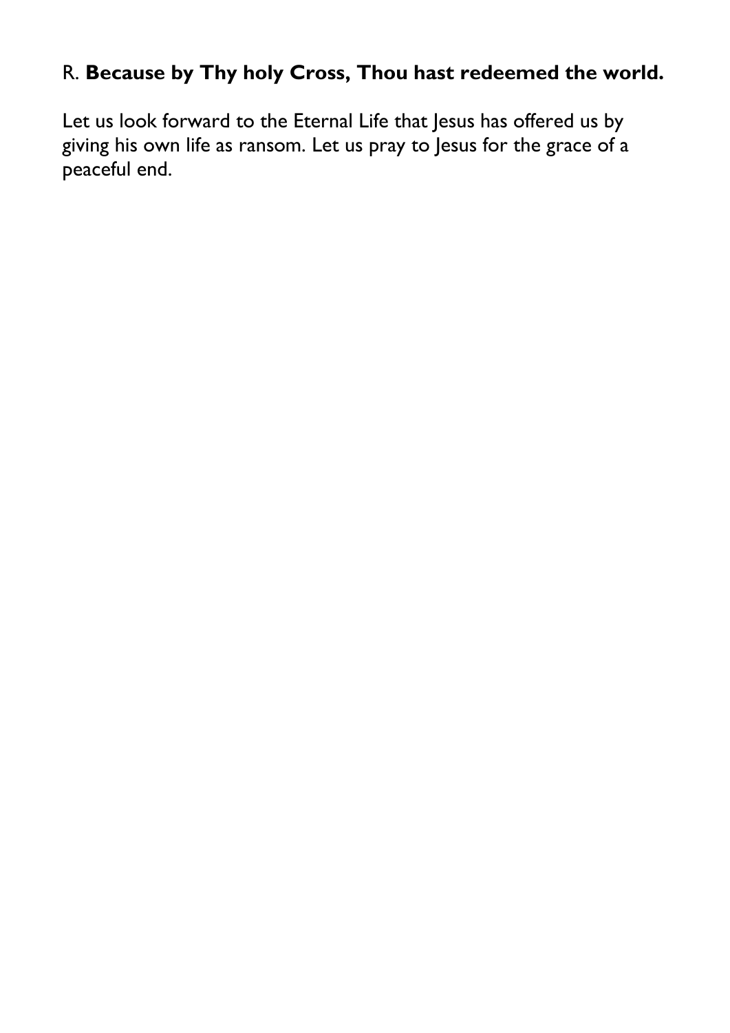R. **Because by Thy holy Cross, Thou hast redeemed the world.**

Let us look forward to the Eternal Life that Jesus has offered us by giving his own life as ransom. Let us pray to Jesus for the grace of a peaceful end.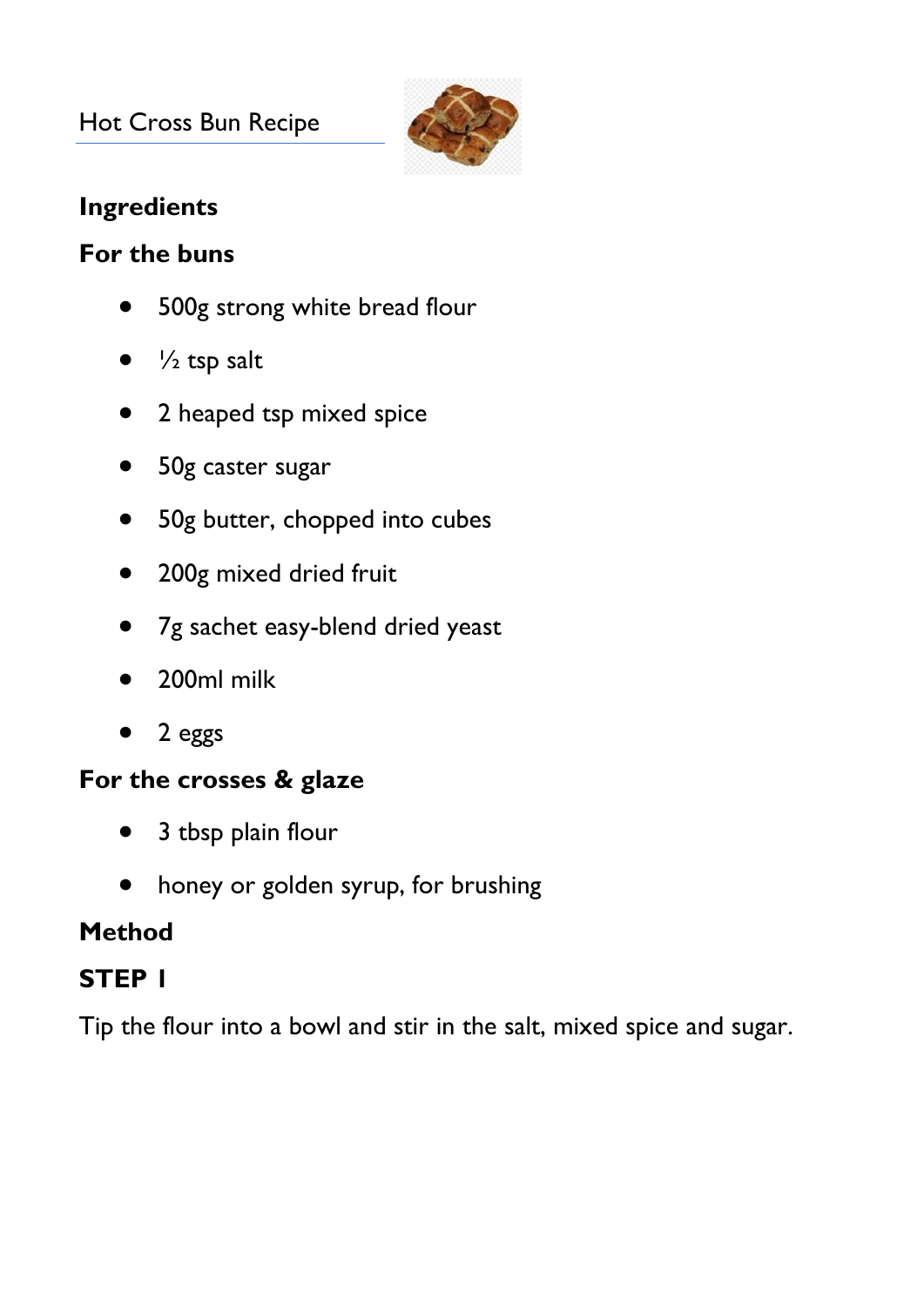# Hot Cross Bun Recipe

**Ingredients**

**For the buns**

- 500g strong white bread flour
- ½ tsp salt
- 2 heaped tsp mixed spice
- 50g caster sugar
- 50g butter, chopped into cubes
- 200g mixed dried fruit
- 7g sachet easy-blend dried yeast
- 200ml milk
- 2 eggs

**For the crosses & glaze**

- 3 tbsp plain flour
- honey or golden syrup, for brushing

**Method**

**STEP 1**

Tip the flour into a bowl and stir in the salt, mixed spice and sugar.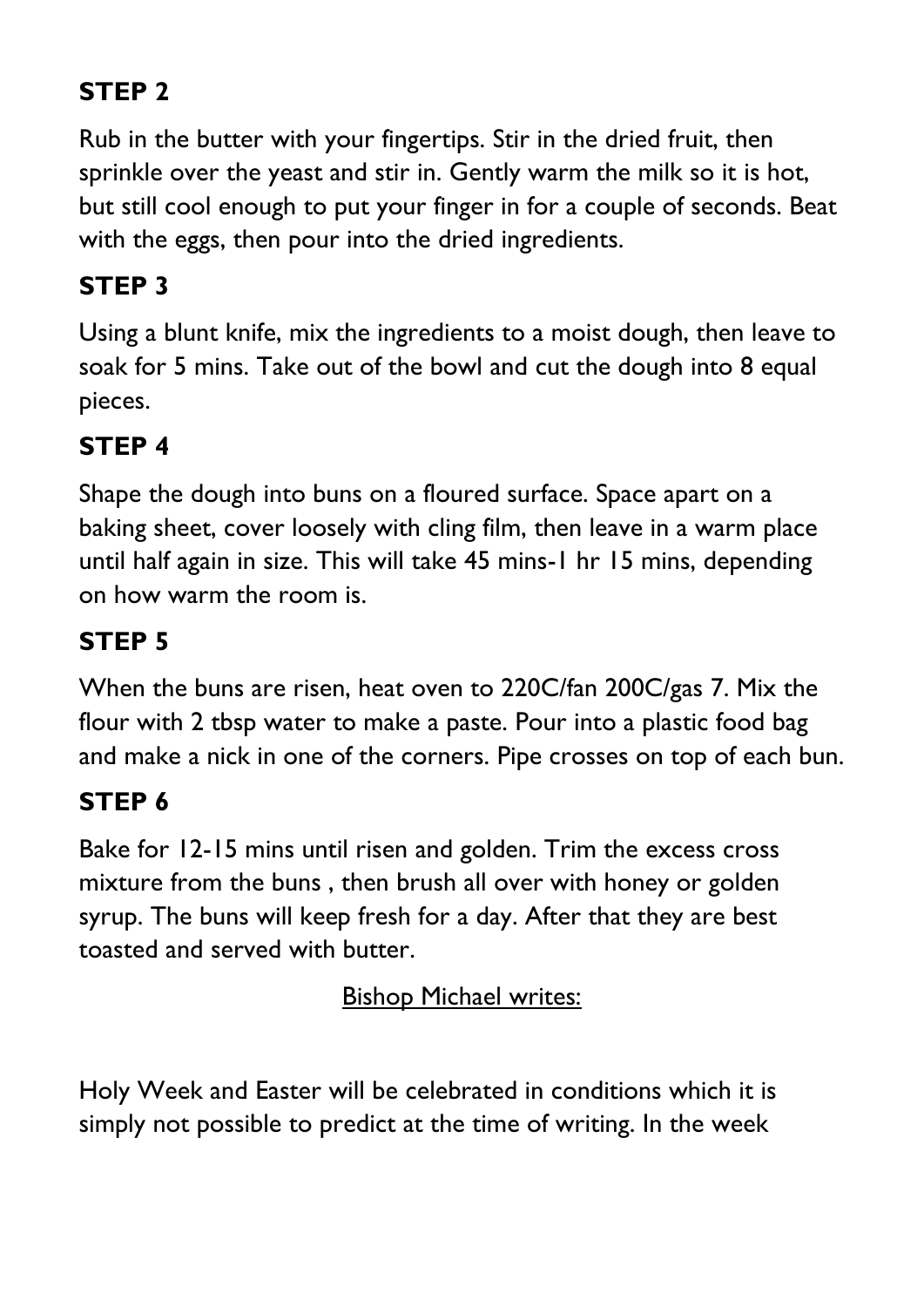**STEP 2**

Rub in the butter with your fingertips. Stir in the dried fruit, then sprinkle over the yeast and stir in. Gently warm the milk so it is hot, but still cool enough to put your finger in for a couple of seconds. Beat with the eggs, then pour into the dried ingredients.

**STEP 3**

Using a blunt knife, mix the ingredients to a moist dough, then leave to soak for 5 mins. Take out of the bowl and cut the dough into 8 equal pieces.

**STEP 4**

Shape the dough into buns on a floured surface. Space apart on a baking sheet, cover loosely with cling film, then leave in a warm place until half again in size. This will take 45 mins-1 hr 15 mins, depending on how warm the room is.

**STEP 5**

When the buns are risen, heat oven to 220C/fan 200C/gas 7. Mix the flour with 2 tbsp water to make a paste. Pour into a plastic food bag and make a nick in one of the corners. Pipe crosses on top of each bun.

**STEP 6**

Bake for 12-15 mins until risen and golden. Trim the excess cross mixture from the buns , then brush all over with honey or golden syrup. The buns will keep fresh for a day. After that they are best toasted and served with butter.

<u>Bishop Michael writes:</u>

Holy Week and Easter will be celebrated in conditions which it is simply not possible to predict at the time of writing. In the week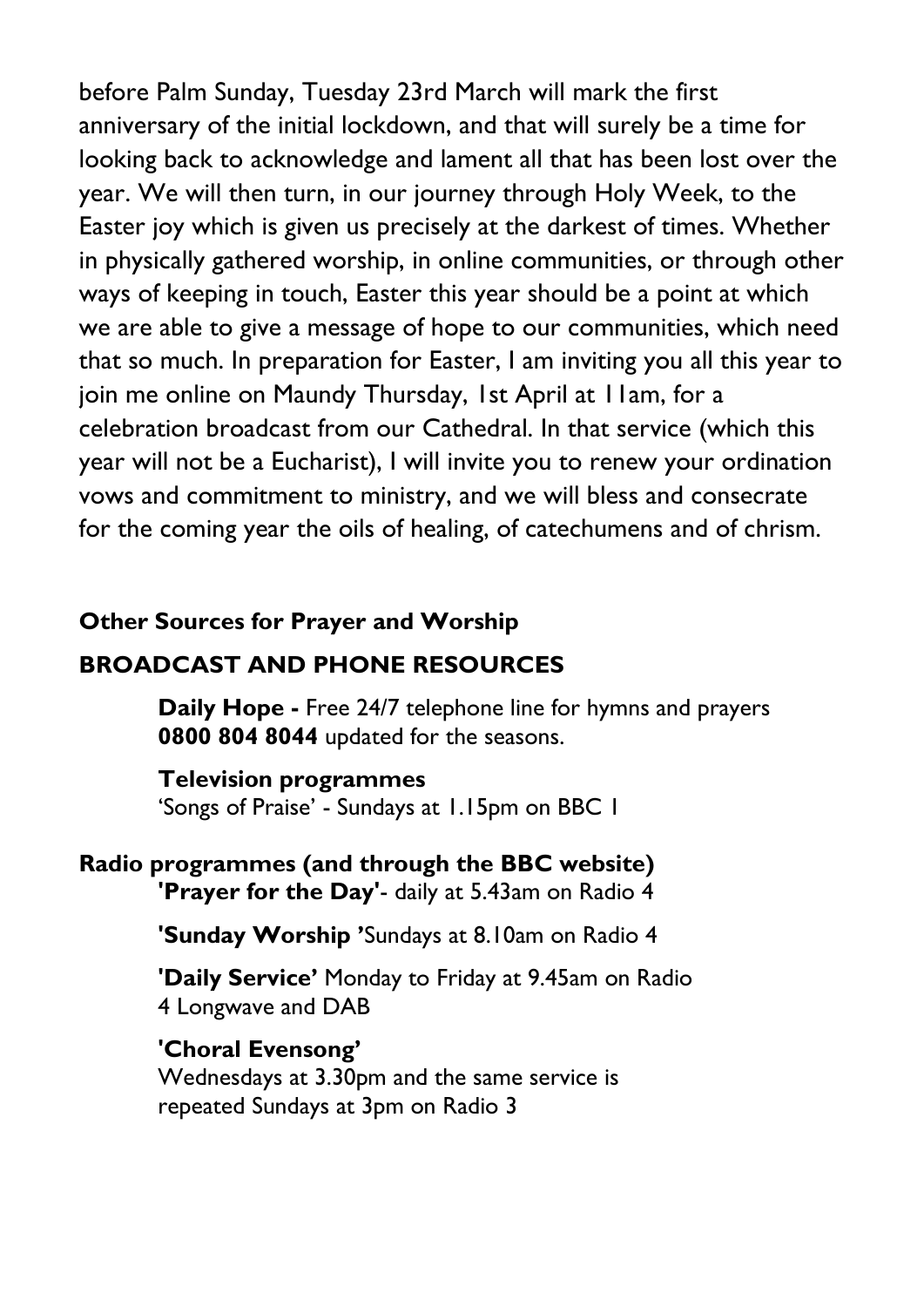before Palm Sunday, Tuesday 23rd March will mark the first anniversary of the initial lockdown, and that will surely be a time for looking back to acknowledge and lament all that has been lost over the year. We will then turn, in our journey through Holy Week, to the Easter joy which is given us precisely at the darkest of times. Whether in physically gathered worship, in online communities, or through other ways of keeping in touch, Easter this year should be a point at which we are able to give a message of hope to our communities, which need that so much. In preparation for Easter, I am inviting you all this year to join me online on Maundy Thursday, 1st April at 11am, for a celebration broadcast from our Cathedral. In that service (which this year will not be a Eucharist), I will invite you to renew your ordination vows and commitment to ministry, and we will bless and consecrate for the coming year the oils of healing, of catechumens and of chrism.

**Other Sources for Prayer and Worship**

**BROADCAST AND PHONE RESOURCES**

**Daily Hope -** Free 24/7 telephone line for hymns and prayers **0800 804 8044** updated for the seasons.

**Television programmes**
'Songs of Praise' - Sundays at 1.15pm on BBC 1

**Radio programmes (and through the BBC website)**

**'Prayer for the Day'**- daily at 5.43am on Radio 4

**'Sunday Worship '**Sundays at 8.10am on Radio 4

**'Daily Service'** Monday to Friday at 9.45am on Radio 4 Longwave and DAB

**'Choral Evensong'**
Wednesdays at 3.30pm and the same service is repeated Sundays at 3pm on Radio 3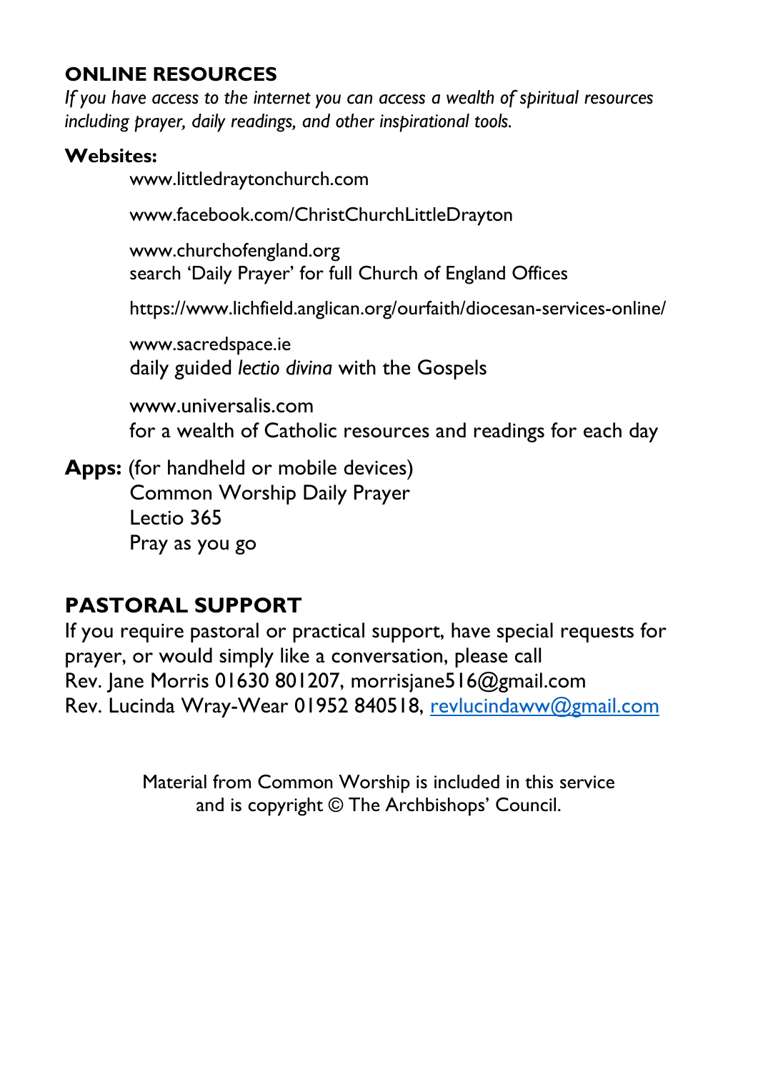## ONLINE RESOURCES

*If you have access to the internet you can access a wealth of spiritual resources including prayer, daily readings, and other inspirational tools.*

**Websites:**

www.littledraytonchurch.com

www.facebook.com/ChristChurchLittleDrayton

www.churchofengland.org
search 'Daily Prayer' for full Church of England Offices

https://www.lichfield.anglican.org/ourfaith/diocesan-services-online/

www.sacredspace.ie
daily guided *lectio divina* with the Gospels

www.universalis.com
for a wealth of Catholic resources and readings for each day

**Apps:** (for handheld or mobile devices)
Common Worship Daily Prayer
Lectio 365
Pray as you go

## PASTORAL SUPPORT

If you require pastoral or practical support, have special requests for prayer, or would simply like a conversation, please call
Rev. Jane Morris 01630 801207, morrisjane516@gmail.com
Rev. Lucinda Wray-Wear 01952 840518, revlucindaww@gmail.com

Material from Common Worship is included in this service and is copyright © The Archbishops' Council.